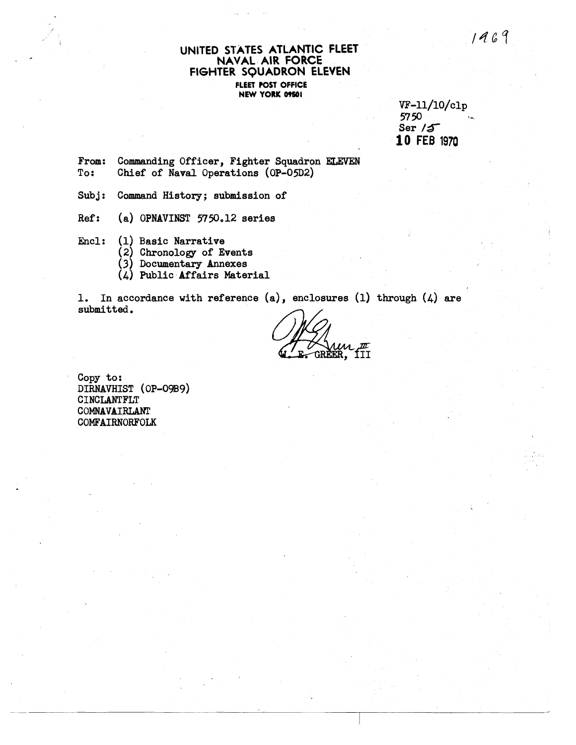1969

# UNITED STATES ATLANTIC FLEET
## NAVAL AIR FORCE
## FIGHTER SQUADRON ELEVEN

FLEET POST OFFICE
NEW YORK 09501

VF-11/10/clp
5750
Ser /5
10 FEB 1970

From: Commanding Officer, Fighter Squadron ELEVEN
To: Chief of Naval Operations (OP-05D2)

Subj: Command History; submission of

Ref: (a) OPNAVINST 5750.12 series

Encl: (1) Basic Narrative
(2) Chronology of Events
(3) Documentary Annexes
(4) Public Affairs Material

1. In accordance with reference (a), enclosures (1) through (4) are submitted.

W. E. GREER, III

Copy to:
DIRNAVHIST (OP-09B9)
CINCLANTFLT
COMNAVAIRLANT
COMFAIRNORFOLK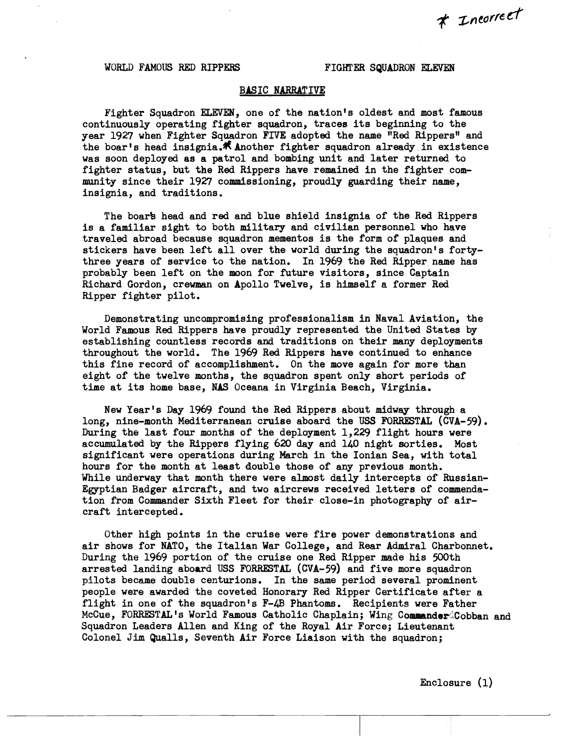*Incorrect

WORLD FAMOUS RED RIPPERS FIGHTER SQUADRON ELEVEN

## BASIC NARRATIVE

Fighter Squadron ELEVEN, one of the nation's oldest and most famous continuously operating fighter squadron, traces its beginning to the year 1927 when Fighter Squadron FIVE adopted the name "Red Rippers" and the boar's head insignia.* Another fighter squadron already in existence was soon deployed as a patrol and bombing unit and later returned to fighter status, but the Red Rippers have remained in the fighter community since their 1927 commissioning, proudly guarding their name, insignia, and traditions.

The boar's head and red and blue shield insignia of the Red Rippers is a familiar sight to both military and civilian personnel who have traveled abroad because squadron mementos is the form of plaques and stickers have been left all over the world during the squadron's forty-three years of service to the nation. In 1969 the Red Ripper name has probably been left on the moon for future visitors, since Captain Richard Gordon, crewman on Apollo Twelve, is himself a former Red Ripper fighter pilot.

Demonstrating uncompromising professionalism in Naval Aviation, the World Famous Red Rippers have proudly represented the United States by establishing countless records and traditions on their many deployments throughout the world. The 1969 Red Rippers have continued to enhance this fine record of accomplishment. On the move again for more than eight of the twelve months, the squadron spent only short periods of time at its home base, NAS Oceana in Virginia Beach, Virginia.

New Year's Day 1969 found the Red Rippers about midway through a long, nine-month Mediterranean cruise aboard the USS FORRESTAL (CVA-59). During the last four months of the deployment 1,229 flight hours were accumulated by the Rippers flying 620 day and 140 night sorties. Most significant were operations during March in the Ionian Sea, with total hours for the month at least double those of any previous month. While underway that month there were almost daily intercepts of Russian-Egyptian Badger aircraft, and two aircrews received letters of commendation from Commander Sixth Fleet for their close-in photography of aircraft intercepted.

Other high points in the cruise were fire power demonstrations and air shows for NATO, the Italian War College, and Rear Admiral Charbonnet. During the 1969 portion of the cruise one Red Ripper made his 500th arrested landing aboard USS FORRESTAL (CVA-59) and five more squadron pilots became double centurions. In the same period several prominent people were awarded the coveted Honorary Red Ripper Certificate after a flight in one of the squadron's F-4B Phantoms. Recipients were Father McCue, FORRESTAL's World Famous Catholic Chaplain; Wing Commander Cobban and Squadron Leaders Allen and King of the Royal Air Force; Lieutenant Colonel Jim Qualls, Seventh Air Force Liaison with the squadron;

Enclosure (1)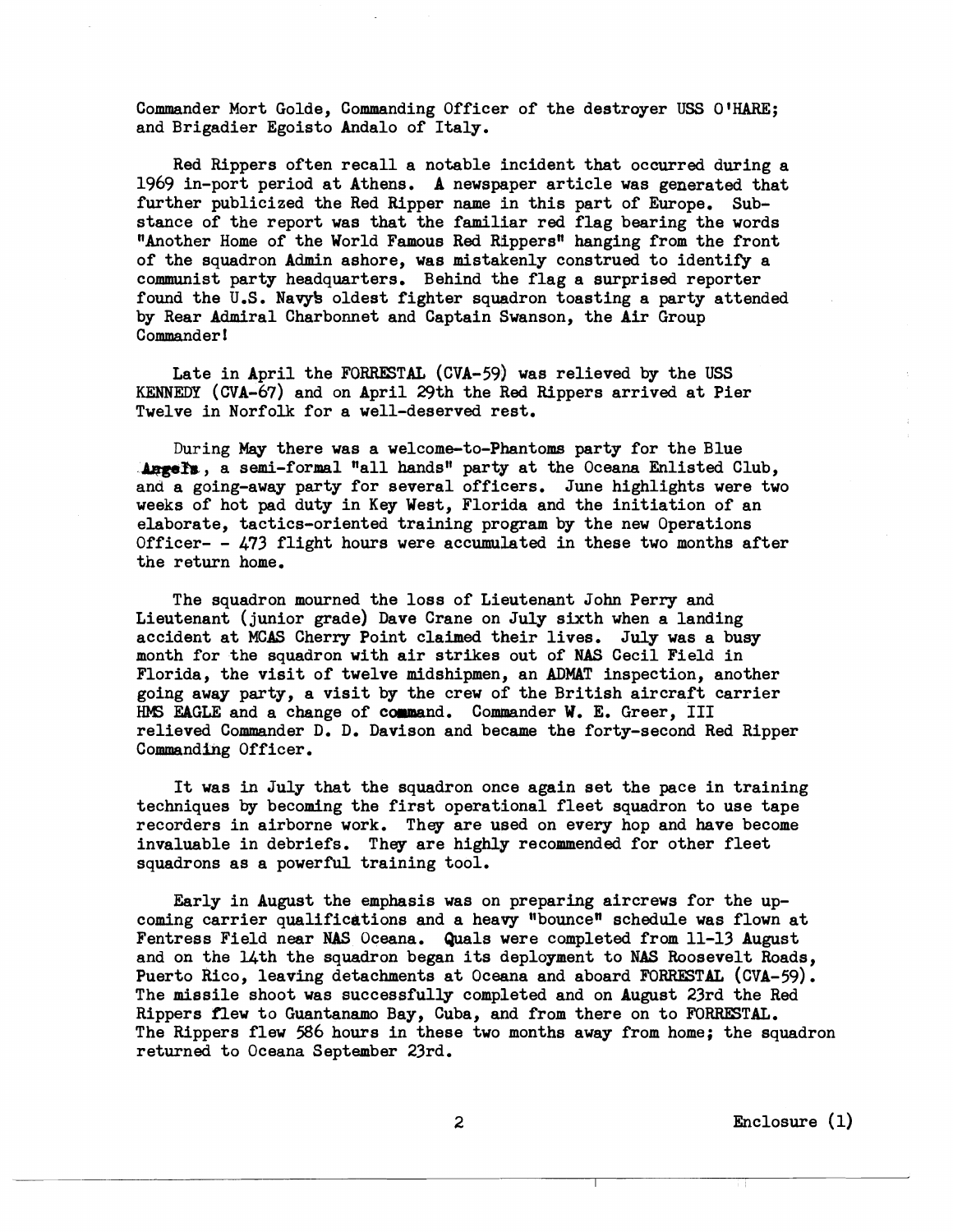Commander Mort Golde, Commanding Officer of the destroyer USS O'HARE; and Brigadier Egoisto Andalo of Italy.

Red Rippers often recall a notable incident that occurred during a 1969 in-port period at Athens. A newspaper article was generated that further publicized the Red Ripper name in this part of Europe. Substance of the report was that the familiar red flag bearing the words "Another Home of the World Famous Red Rippers" hanging from the front of the squadron Admin ashore, was mistakenly construed to identify a communist party headquarters. Behind the flag a surprised reporter found the U.S. Navy's oldest fighter squadron toasting a party attended by Rear Admiral Charbonnet and Captain Swanson, the Air Group Commander!

Late in April the FORRESTAL (CVA-59) was relieved by the USS KENNEDY (CVA-67) and on April 29th the Red Rippers arrived at Pier Twelve in Norfolk for a well-deserved rest.

During May there was a welcome-to-Phantoms party for the Blue Angels, a semi-formal "all hands" party at the Oceana Enlisted Club, and a going-away party for several officers. June highlights were two weeks of hot pad duty in Key West, Florida and the initiation of an elaborate, tactics-oriented training program by the new Operations Officer- - 473 flight hours were accumulated in these two months after the return home.

The squadron mourned the loss of Lieutenant John Perry and Lieutenant (junior grade) Dave Crane on July sixth when a landing accident at MCAS Cherry Point claimed their lives. July was a busy month for the squadron with air strikes out of NAS Cecil Field in Florida, the visit of twelve midshipmen, an ADMAT inspection, another going away party, a visit by the crew of the British aircraft carrier HMS EAGLE and a change of command. Commander W. E. Greer, III relieved Commander D. D. Davison and became the forty-second Red Ripper Commanding Officer.

It was in July that the squadron once again set the pace in training techniques by becoming the first operational fleet squadron to use tape recorders in airborne work. They are used on every hop and have become invaluable in debriefs. They are highly recommended for other fleet squadrons as a powerful training tool.

Early in August the emphasis was on preparing aircrews for the upcoming carrier qualifications and a heavy "bounce" schedule was flown at Fentress Field near NAS Oceana. Quals were completed from 11-13 August and on the 14th the squadron began its deployment to NAS Roosevelt Roads, Puerto Rico, leaving detachments at Oceana and aboard FORRESTAL (CVA-59). The missile shoot was successfully completed and on August 23rd the Red Rippers flew to Guantanamo Bay, Cuba, and from there on to FORRESTAL. The Rippers flew 586 hours in these two months away from home; the squadron returned to Oceana September 23rd.

Enclosure (1)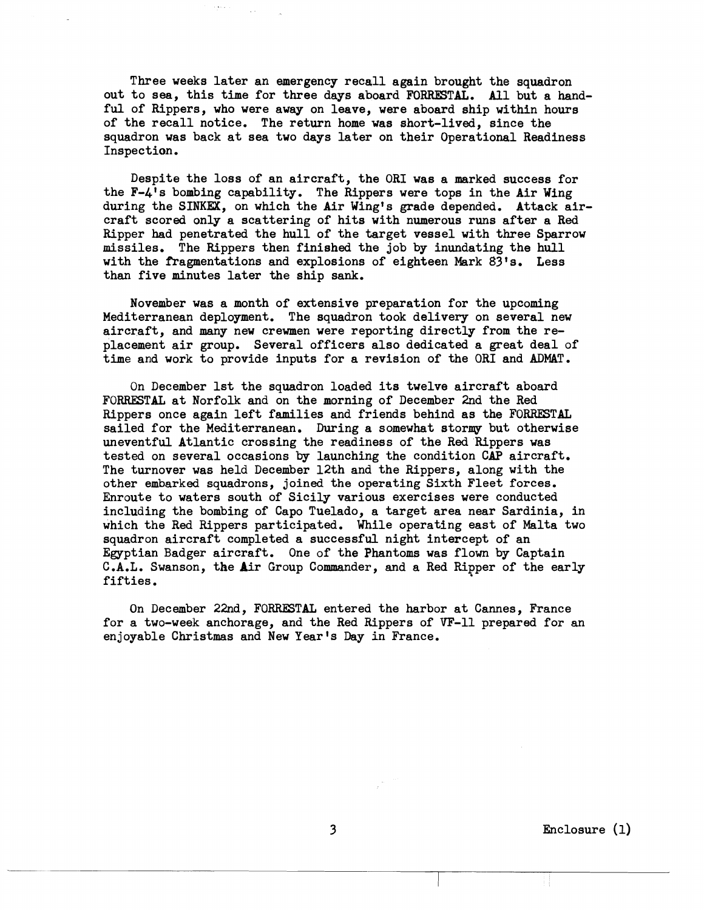Three weeks later an emergency recall again brought the squadron out to sea, this time for three days aboard FORRESTAL. All but a handful of Rippers, who were away on leave, were aboard ship within hours of the recall notice. The return home was short-lived, since the squadron was back at sea two days later on their Operational Readiness Inspection.

Despite the loss of an aircraft, the ORI was a marked success for the F-4's bombing capability. The Rippers were tops in the Air Wing during the SINKEX, on which the Air Wing's grade depended. Attack aircraft scored only a scattering of hits with numerous runs after a Red Ripper had penetrated the hull of the target vessel with three Sparrow missiles. The Rippers then finished the job by inundating the hull with the fragmentations and explosions of eighteen Mark 83's. Less than five minutes later the ship sank.

November was a month of extensive preparation for the upcoming Mediterranean deployment. The squadron took delivery on several new aircraft, and many new crewmen were reporting directly from the replacement air group. Several officers also dedicated a great deal of time and work to provide inputs for a revision of the ORI and ADMAT.

On December 1st the squadron loaded its twelve aircraft aboard FORRESTAL at Norfolk and on the morning of December 2nd the Red Rippers once again left families and friends behind as the FORRESTAL sailed for the Mediterranean. During a somewhat stormy but otherwise uneventful Atlantic crossing the readiness of the Red Rippers was tested on several occasions by launching the condition CAP aircraft. The turnover was held December 12th and the Rippers, along with the other embarked squadrons, joined the operating Sixth Fleet forces. Enroute to waters south of Sicily various exercises were conducted including the bombing of Capo Tuelado, a target area near Sardinia, in which the Red Rippers participated. While operating east of Malta two squadron aircraft completed a successful night intercept of an Egyptian Badger aircraft. One of the Phantoms was flown by Captain C.A.L. Swanson, the Air Group Commander, and a Red Ripper of the early fifties.

On December 22nd, FORRESTAL entered the harbor at Cannes, France for a two-week anchorage, and the Red Rippers of VF-11 prepared for an enjoyable Christmas and New Year's Day in France.

Enclosure (1)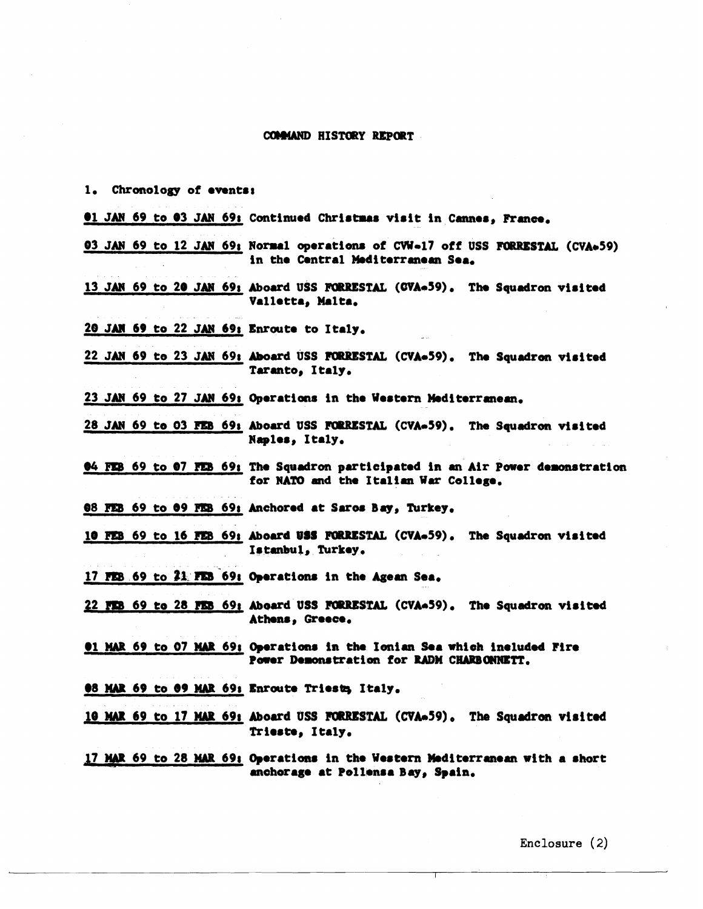# COMMAND HISTORY REPORT

1. Chronology of events:

**01 JAN 69 to 03 JAN 69:** Continued Christmas visit in Cannes, France.

**03 JAN 69 to 12 JAN 69:** Normal operations of CVW-17 off USS FORRESTAL (CVA-59) in the Central Mediterranean Sea.

**13 JAN 69 to 20 JAN 69:** Aboard USS FORRESTAL (CVA-59). The Squadron visited Valletta, Malta.

**20 JAN 69 to 22 JAN 69:** Enroute to Italy.

**22 JAN 69 to 23 JAN 69:** Aboard USS FORRESTAL (CVA-59). The Squadron visited Taranto, Italy.

**23 JAN 69 to 27 JAN 69:** Operations in the Western Mediterranean.

**28 JAN 69 to 03 FEB 69:** Aboard USS FORRESTAL (CVA-59). The Squadron visited Naples, Italy.

**04 FEB 69 to 07 FEB 69:** The Squadron participated in an Air Power demonstration for NATO and the Italian War College.

**08 FEB 69 to 09 FEB 69:** Anchored at Saros Bay, Turkey.

**10 FEB 69 to 16 FEB 69:** Aboard USS FORRESTAL (CVA-59). The Squadron visited Istanbul, Turkey.

**17 FEB 69 to 21 FEB 69:** Operations in the Agean Sea.

**22 FEB 69 to 28 FEB 69:** Aboard USS FORRESTAL (CVA-59). The Squadron visited Athens, Greece.

**01 MAR 69 to 07 MAR 69:** Operations in the Ionian Sea which included Fire Power Demonstration for RADM CHARBONNETT.

**08 MAR 69 to 09 MAR 69:** Enroute Trieste, Italy.

**10 MAR 69 to 17 MAR 69:** Aboard USS FORRESTAL (CVA-59). The Squadron visited Trieste, Italy.

**17 MAR 69 to 28 MAR 69:** Operations in the Western Mediterranean with a short anchorage at Pollensa Bay, Spain.

Enclosure (2)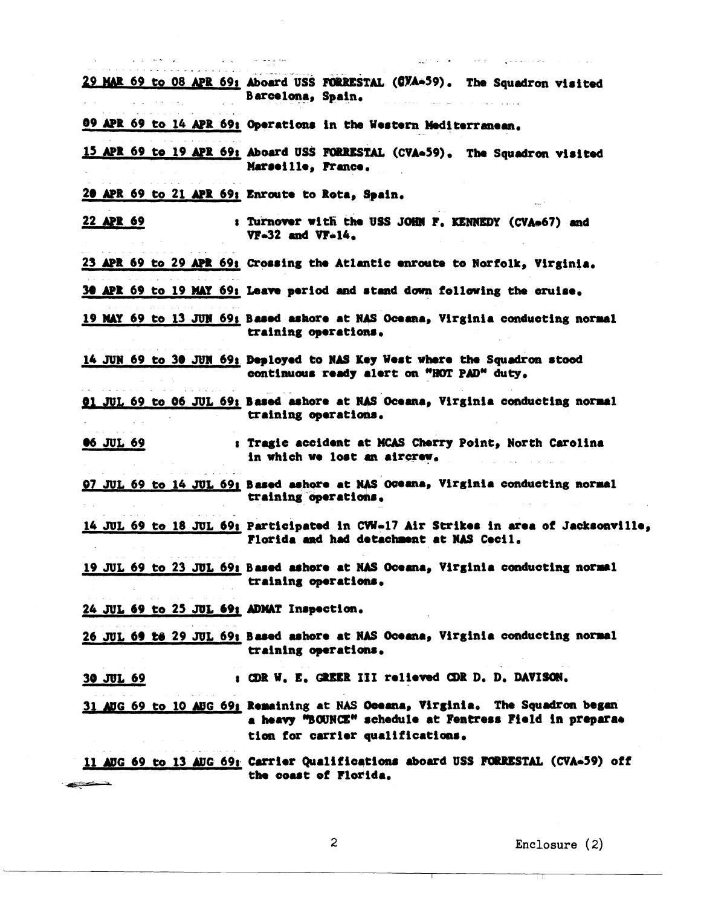29 MAR 69 to 08 APR 69: Aboard USS FORRESTAL (CVA-59). The Squadron visited Barcelona, Spain.

09 APR 69 to 14 APR 69: Operations in the Western Mediterranean.

15 APR 69 to 19 APR 69: Aboard USS FORRESTAL (CVA-59). The Squadron visited Marseille, France.

20 APR 69 to 21 APR 69: Enroute to Rota, Spain.

22 APR 69 : Turnover with the USS JOHN F. KENNEDY (CVA-67) and VF-32 and VF-14.

23 APR 69 to 29 APR 69: Crossing the Atlantic enroute to Norfolk, Virginia.

30 APR 69 to 19 MAY 69: Leave period and stand down following the cruise.

19 MAY 69 to 13 JUN 69: Based ashore at NAS Oceana, Virginia conducting normal training operations.

14 JUN 69 to 30 JUN 69: Deployed to NAS Key West where the Squadron stood continuous ready alert on "HOT PAD" duty.

01 JUL 69 to 06 JUL 69: Based ashore at NAS Oceana, Virginia conducting normal training operations.

06 JUL 69 : Tragic accident at MCAS Cherry Point, North Carolina in which we lost an aircrew.

07 JUL 69 to 14 JUL 69: Based ashore at NAS Oceana, Virginia conducting normal training operations.

14 JUL 69 to 18 JUL 69: Participated in CVW-17 Air Strikes in area of Jacksonville, Florida and had detachment at NAS Cecil.

19 JUL 69 to 23 JUL 69: Based ashore at NAS Oceana, Virginia conducting normal training operations.

24 JUL 69 to 25 JUL 69: ADMAT Inspection.

26 JUL 69 to 29 JUL 69: Based ashore at NAS Oceana, Virginia conducting normal training operations.

30 JUL 69 : CDR W. E. GREER III relieved CDR D. D. DAVISON.

31 AUG 69 to 10 AUG 69: Remaining at NAS Oceana, Virginia. The Squadron began a heavy "BOUNCE" schedule at Fentress Field in preparation for carrier qualifications.

11 AUG 69 to 13 AUG 69: Carrier Qualifications aboard USS FORRESTAL (CVA-59) off the coast of Florida.

Enclosure (2)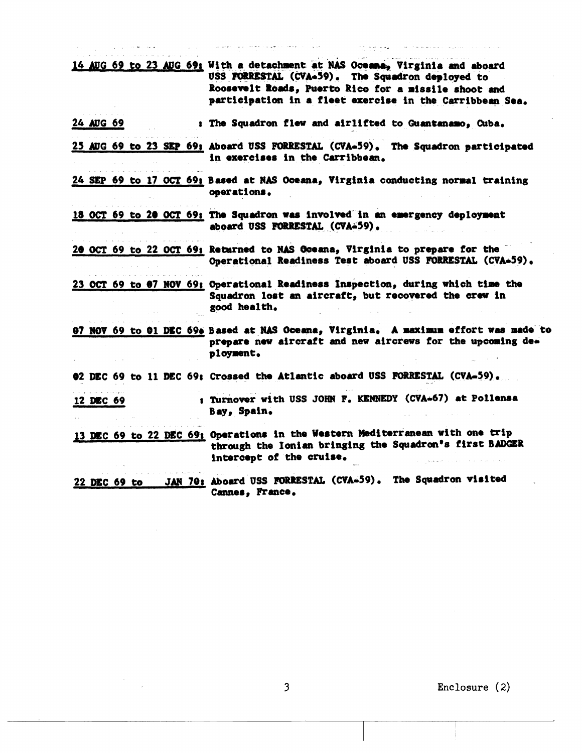<u>14 AUG 69 to 23 AUG 69</u>: With a detachment at NAS Oceana, Virginia and aboard USS FORRESTAL (CVA-59). The Squadron deployed to Roosevelt Roads, Puerto Rico for a missile shoot and participation in a fleet exercise in the Carribbean Sea.

<u>24 AUG 69</u>: The Squadron flew and airlifted to Guantanamo, Cuba.

<u>25 AUG 69 to 23 SEP 69</u>: Aboard USS FORRESTAL (CVA-59). The Squadron participated in exercises in the Carribbean.

<u>24 SEP 69 to 17 OCT 69</u>: Based at NAS Oceana, Virginia conducting normal training operations.

<u>18 OCT 69 to 20 OCT 69</u>: The Squadron was involved in an emergency deployment aboard USS FORRESTAL (CVA-59).

<u>20 OCT 69 to 22 OCT 69</u>: Returned to NAS Oceana, Virginia to prepare for the Operational Readiness Test aboard USS FORRESTAL (CVA-59).

<u>23 OCT 69 to 07 NOV 69</u>: Operational Readiness Inspection, during which time the Squadron lost an aircraft, but recovered the crew in good health.

<u>07 NOV 69 to 01 DEC 69</u>: Based at NAS Oceana, Virginia. A maximum effort was made to prepare new aircraft and new aircrews for the upcoming deployment.

<u>02 DEC 69 to 11 DEC 69</u>: Crossed the Atlantic aboard USS FORRESTAL (CVA-59).

<u>12 DEC 69</u>: Turnover with USS JOHN F. KENNEDY (CVA-67) at Pollensa Bay, Spain.

<u>13 DEC 69 to 22 DEC 69</u>: Operations in the Western Mediterranean with one trip through the Ionian bringing the Squadron's first BADGER intercept of the cruise.

<u>22 DEC 69 to JAN 70</u>: Aboard USS FORRESTAL (CVA-59). The Squadron visited Cannes, France.

Enclosure (2)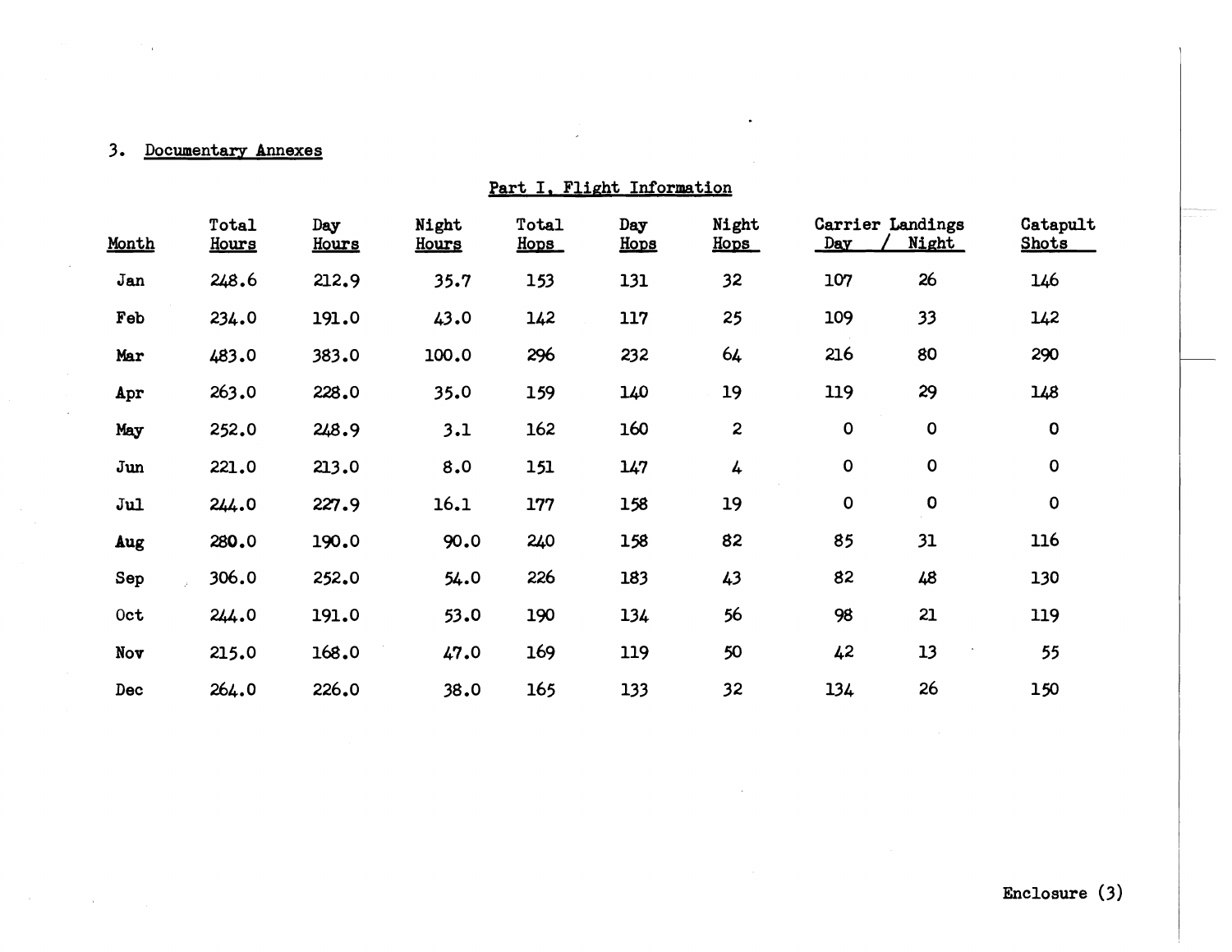3. Documentary Annexes

## Part I. Flight Information

| Month | Total Hours | Day Hours | Night Hours | Total Hops | Day Hops | Night Hops | Carrier Landings Day | Carrier Landings Night | Catapult Shots |
|---|---|---|---|---|---|---|---|---|---|
| Jan | 248.6 | 212.9 | 35.7 | 153 | 131 | 32 | 107 | 26 | 146 |
| Feb | 234.0 | 191.0 | 43.0 | 142 | 117 | 25 | 109 | 33 | 142 |
| Mar | 483.0 | 383.0 | 100.0 | 296 | 232 | 64 | 216 | 80 | 290 |
| Apr | 263.0 | 228.0 | 35.0 | 159 | 140 | 19 | 119 | 29 | 148 |
| May | 252.0 | 248.9 | 3.1 | 162 | 160 | 2 | 0 | 0 | 0 |
| Jun | 221.0 | 213.0 | 8.0 | 151 | 147 | 4 | 0 | 0 | 0 |
| Jul | 244.0 | 227.9 | 16.1 | 177 | 158 | 19 | 0 | 0 | 0 |
| Aug | 280.0 | 190.0 | 90.0 | 240 | 158 | 82 | 85 | 31 | 116 |
| Sep | 306.0 | 252.0 | 54.0 | 226 | 183 | 43 | 82 | 48 | 130 |
| Oct | 244.0 | 191.0 | 53.0 | 190 | 134 | 56 | 98 | 21 | 119 |
| Nov | 215.0 | 168.0 | 47.0 | 169 | 119 | 50 | 42 | 13 | 55 |
| Dec | 264.0 | 226.0 | 38.0 | 165 | 133 | 32 | 134 | 26 | 150 |

Enclosure (3)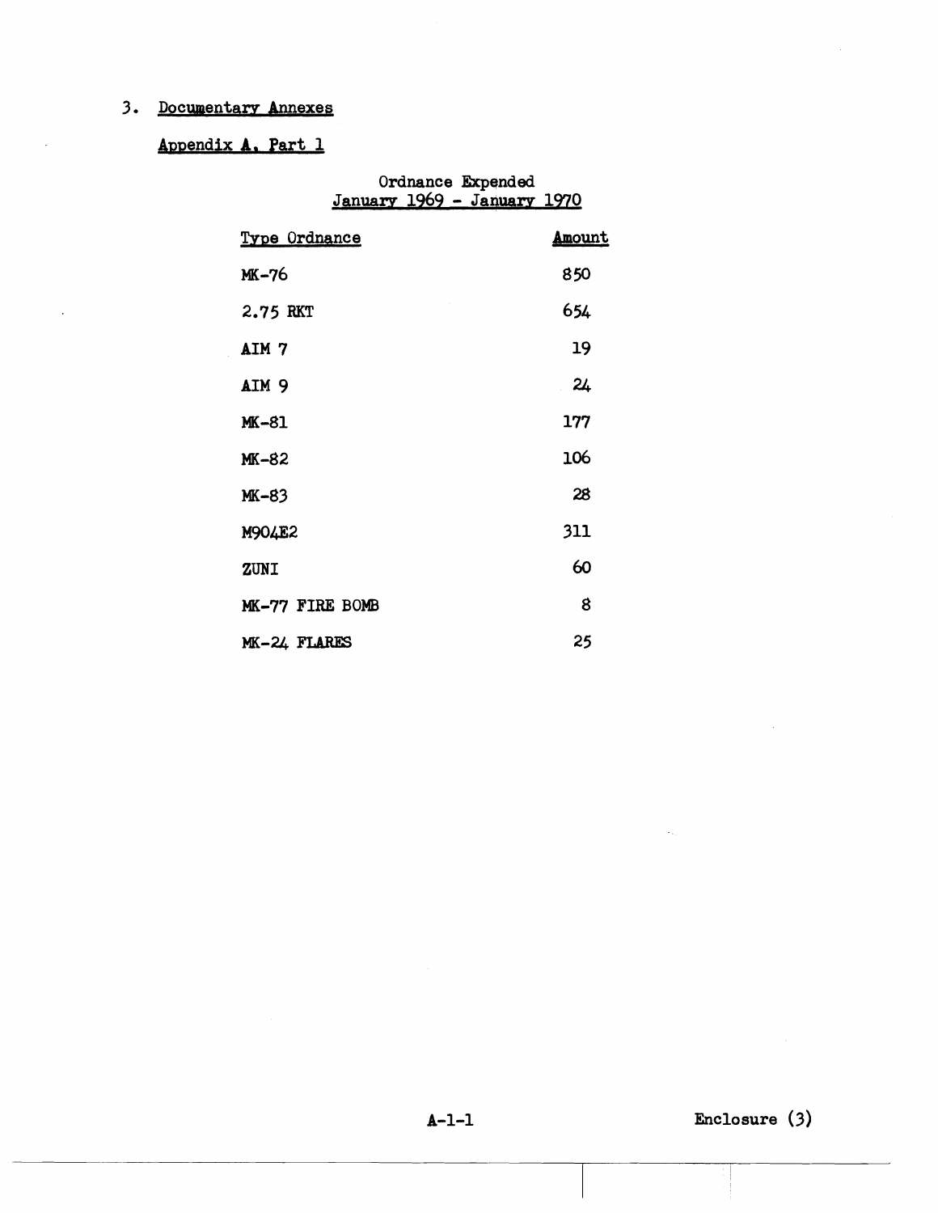## 3. Documentary Annexes

### Appendix A, Part 1

Ordnance Expended
January 1969 - January 1970

| Type Ordnance | Amount |
|---|---|
| MK-76 | 850 |
| 2.75 RKT | 654 |
| AIM 7 | 19 |
| AIM 9 | 24 |
| MK-81 | 177 |
| MK-82 | 106 |
| MK-83 | 28 |
| M904E2 | 311 |
| ZUNI | 60 |
| MK-77 FIRE BOMB | 8 |
| MK-24 FLARES | 25 |

A-1-1

Enclosure (3)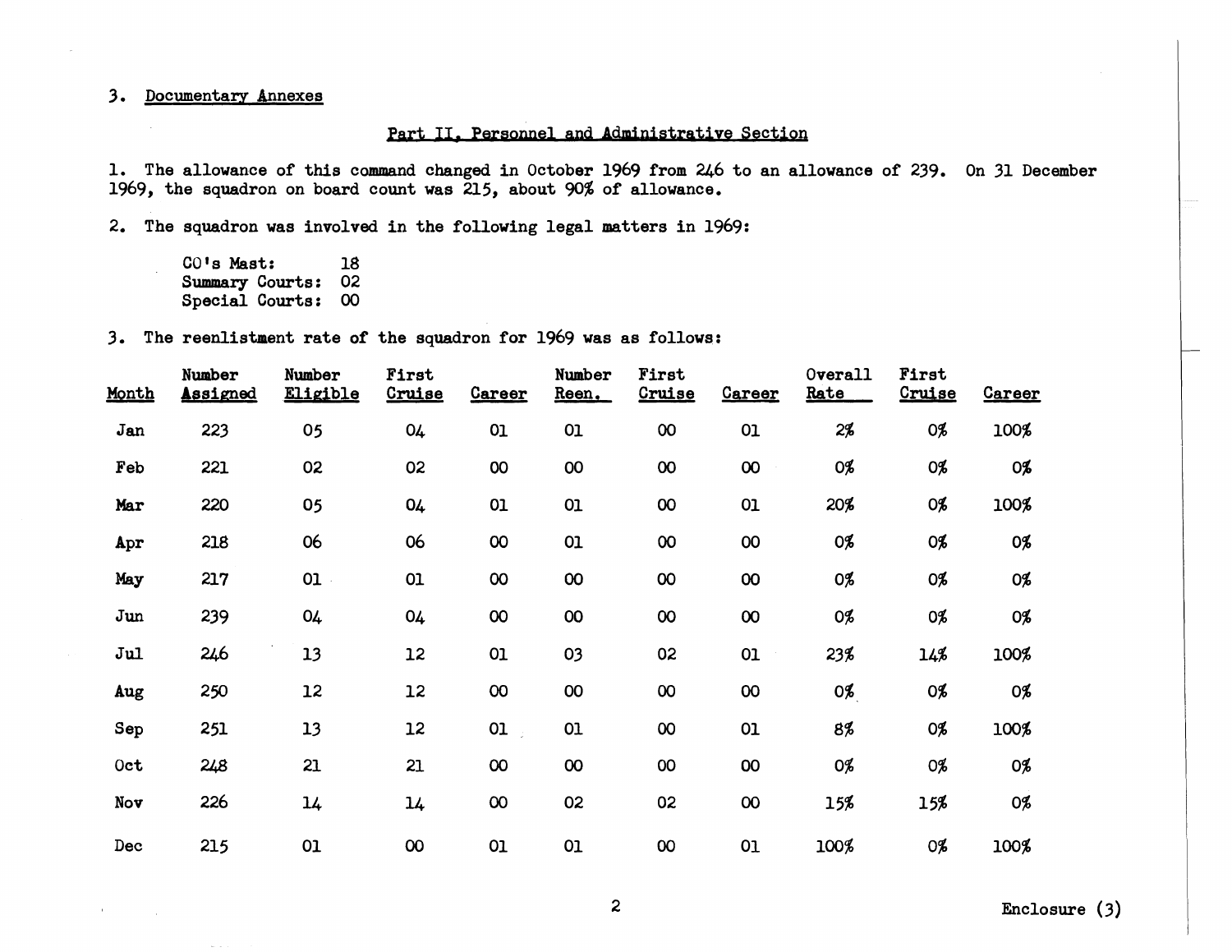3. Documentary Annexes

## Part II. Personnel and Administrative Section

1. The allowance of this command changed in October 1969 from 246 to an allowance of 239. On 31 December 1969, the squadron on board count was 215, about 90% of allowance.

2. The squadron was involved in the following legal matters in 1969:

   CO's Mast: 18
   Summary Courts: 02
   Special Courts: 00

3. The reenlistment rate of the squadron for 1969 was as follows:

| Month | Number Assigned | Number Eligible | First Cruise | Career | Number Reen. | First Cruise | Career | Overall Rate | First Cruise | Career |
|---|---|---|---|---|---|---|---|---|---|---|
| Jan | 223 | 05 | 04 | 01 | 01 | 00 | 01 | 2% | 0% | 100% |
| Feb | 221 | 02 | 02 | 00 | 00 | 00 | 00 | 0% | 0% | 0% |
| Mar | 220 | 05 | 04 | 01 | 01 | 00 | 01 | 20% | 0% | 100% |
| Apr | 218 | 06 | 06 | 00 | 01 | 00 | 00 | 0% | 0% | 0% |
| May | 217 | 01 | 01 | 00 | 00 | 00 | 00 | 0% | 0% | 0% |
| Jun | 239 | 04 | 04 | 00 | 00 | 00 | 00 | 0% | 0% | 0% |
| Jul | 246 | 13 | 12 | 01 | 03 | 02 | 01 | 23% | 14% | 100% |
| Aug | 250 | 12 | 12 | 00 | 00 | 00 | 00 | 0% | 0% | 0% |
| Sep | 251 | 13 | 12 | 01 | 01 | 00 | 01 | 8% | 0% | 100% |
| Oct | 248 | 21 | 21 | 00 | 00 | 00 | 00 | 0% | 0% | 0% |
| Nov | 226 | 14 | 14 | 00 | 02 | 02 | 00 | 15% | 15% | 0% |
| Dec | 215 | 01 | 00 | 01 | 01 | 00 | 01 | 100% | 0% | 100% |

Enclosure (3)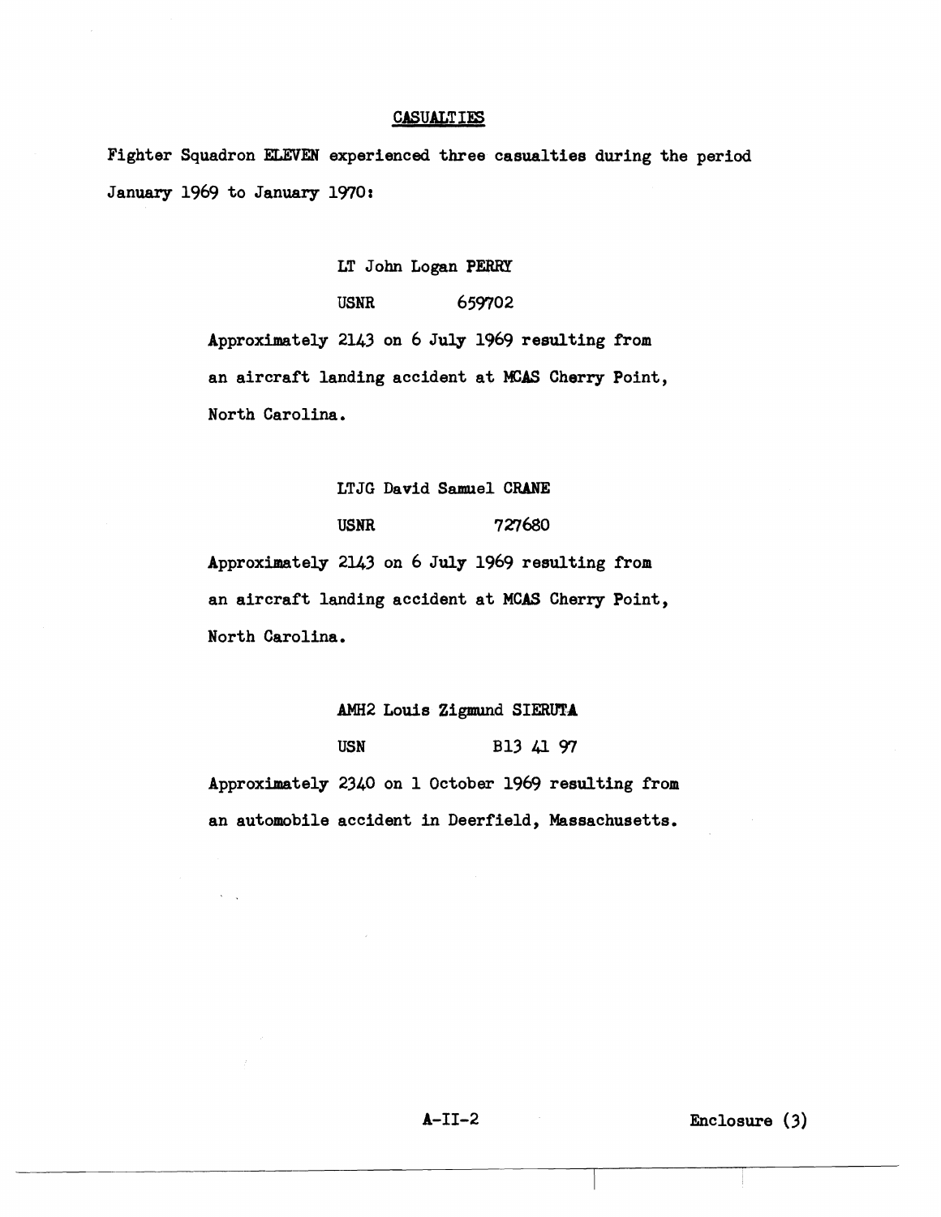## CASUALTIES

Fighter Squadron ELEVEN experienced three casualties during the period January 1969 to January 1970:

LT John Logan PERRY

USNR 659702

Approximately 2143 on 6 July 1969 resulting from an aircraft landing accident at MCAS Cherry Point, North Carolina.

LTJG David Samuel CRANE

USNR 727680

Approximately 2143 on 6 July 1969 resulting from an aircraft landing accident at MCAS Cherry Point, North Carolina.

AMH2 Louis Zigmund SIERUTA

USN B13 41 97

Approximately 2340 on 1 October 1969 resulting from an automobile accident in Deerfield, Massachusetts.

A-II-2 Enclosure (3)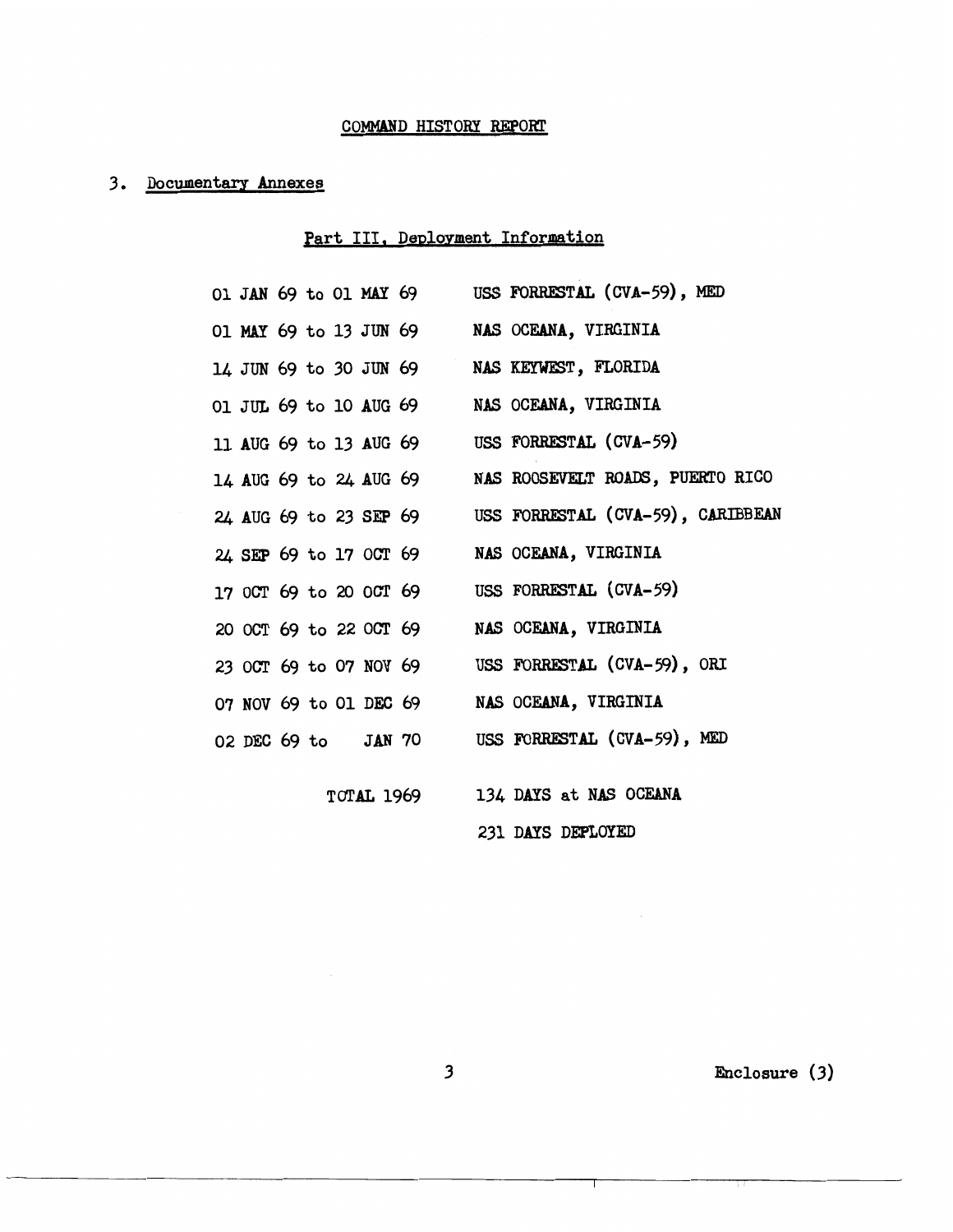COMMAND HISTORY REPORT

3. Documentary Annexes

Part III, Deployment Information

| | |
|---|---|
| 01 JAN 69 to 01 MAY 69 | USS FORRESTAL (CVA-59), MED |
| 01 MAY 69 to 13 JUN 69 | NAS OCEANA, VIRGINIA |
| 14 JUN 69 to 30 JUN 69 | NAS KEYWEST, FLORIDA |
| 01 JUL 69 to 10 AUG 69 | NAS OCEANA, VIRGINIA |
| 11 AUG 69 to 13 AUG 69 | USS FORRESTAL (CVA-59) |
| 14 AUG 69 to 24 AUG 69 | NAS ROOSEVELT ROADS, PUERTO RICO |
| 24 AUG 69 to 23 SEP 69 | USS FORRESTAL (CVA-59), CARIBBEAN |
| 24 SEP 69 to 17 OCT 69 | NAS OCEANA, VIRGINIA |
| 17 OCT 69 to 20 OCT 69 | USS FORRESTAL (CVA-59) |
| 20 OCT 69 to 22 OCT 69 | NAS OCEANA, VIRGINIA |
| 23 OCT 69 to 07 NOV 69 | USS FORRESTAL (CVA-59), ORI |
| 07 NOV 69 to 01 DEC 69 | NAS OCEANA, VIRGINIA |
| 02 DEC 69 to JAN 70 | USS FORRESTAL (CVA-59), MED |
| TOTAL 1969 | 134 DAYS at NAS OCEANA |
| | 231 DAYS DEPLOYED |

Enclosure (3)